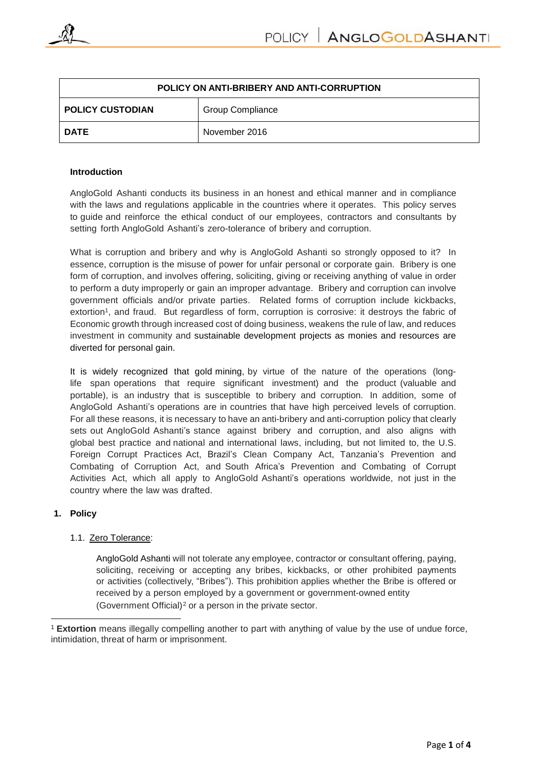| POLICY ON ANTI-BRIBERY AND ANTI-CORRUPTION | |
|---|---|
| **POLICY CUSTODIAN** | Group Compliance |
| **DATE** | November 2016 |

**Introduction**

AngloGold Ashanti conducts its business in an honest and ethical manner and in compliance with the laws and regulations applicable in the countries where it operates. This policy serves to guide and reinforce the ethical conduct of our employees, contractors and consultants by setting forth AngloGold Ashanti's zero-tolerance of bribery and corruption.

What is corruption and bribery and why is AngloGold Ashanti so strongly opposed to it? In essence, corruption is the misuse of power for unfair personal or corporate gain. Bribery is one form of corruption, and involves offering, soliciting, giving or receiving anything of value in order to perform a duty improperly or gain an improper advantage. Bribery and corruption can involve government officials and/or private parties. Related forms of corruption include kickbacks, extortion[1], and fraud. But regardless of form, corruption is corrosive: it destroys the fabric of Economic growth through increased cost of doing business, weakens the rule of law, and reduces investment in community and sustainable development projects as monies and resources are diverted for personal gain.

It is widely recognized that gold mining, by virtue of the nature of the operations (long-life span operations that require significant investment) and the product (valuable and portable), is an industry that is susceptible to bribery and corruption. In addition, some of AngloGold Ashanti's operations are in countries that have high perceived levels of corruption. For all these reasons, it is necessary to have an anti-bribery and anti-corruption policy that clearly sets out AngloGold Ashanti's stance against bribery and corruption, and also aligns with global best practice and national and international laws, including, but not limited to, the U.S. Foreign Corrupt Practices Act, Brazil's Clean Company Act, Tanzania's Prevention and Combating of Corruption Act, and South Africa's Prevention and Combating of Corrupt Activities Act, which all apply to AngloGold Ashanti's operations worldwide, not just in the country where the law was drafted.

## 1. Policy

### 1.1. Zero Tolerance:

AngloGold Ashanti will not tolerate any employee, contractor or consultant offering, paying, soliciting, receiving or accepting any bribes, kickbacks, or other prohibited payments or activities (collectively, "Bribes"). This prohibition applies whether the Bribe is offered or received by a person employed by a government or government-owned entity (Government Official)[2] or a person in the private sector.

---

[1] **Extortion** means illegally compelling another to part with anything of value by the use of undue force, intimidation, threat of harm or imprisonment.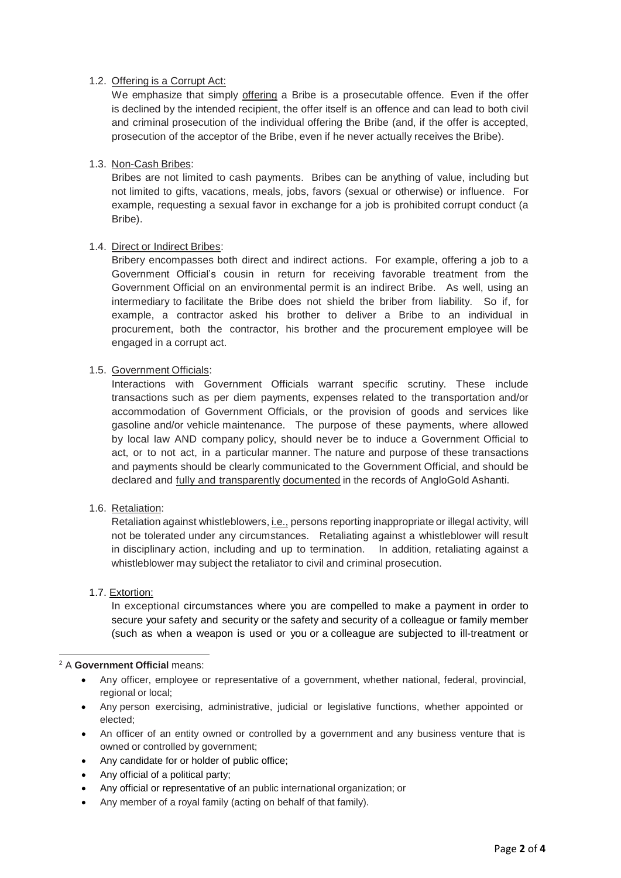1.2. Offering is a Corrupt Act:

We emphasize that simply offering a Bribe is a prosecutable offence. Even if the offer is declined by the intended recipient, the offer itself is an offence and can lead to both civil and criminal prosecution of the individual offering the Bribe (and, if the offer is accepted, prosecution of the acceptor of the Bribe, even if he never actually receives the Bribe).

1.3. Non-Cash Bribes:

Bribes are not limited to cash payments. Bribes can be anything of value, including but not limited to gifts, vacations, meals, jobs, favors (sexual or otherwise) or influence. For example, requesting a sexual favor in exchange for a job is prohibited corrupt conduct (a Bribe).

1.4. Direct or Indirect Bribes:

Bribery encompasses both direct and indirect actions. For example, offering a job to a Government Official's cousin in return for receiving favorable treatment from the Government Official on an environmental permit is an indirect Bribe. As well, using an intermediary to facilitate the Bribe does not shield the briber from liability. So if, for example, a contractor asked his brother to deliver a Bribe to an individual in procurement, both the contractor, his brother and the procurement employee will be engaged in a corrupt act.

1.5. Government Officials:

Interactions with Government Officials warrant specific scrutiny. These include transactions such as per diem payments, expenses related to the transportation and/or accommodation of Government Officials, or the provision of goods and services like gasoline and/or vehicle maintenance. The purpose of these payments, where allowed by local law AND company policy, should never be to induce a Government Official to act, or to not act, in a particular manner. The nature and purpose of these transactions and payments should be clearly communicated to the Government Official, and should be declared and fully and transparently documented in the records of AngloGold Ashanti.

1.6. Retaliation:

Retaliation against whistleblowers, i.e., persons reporting inappropriate or illegal activity, will not be tolerated under any circumstances. Retaliating against a whistleblower will result in disciplinary action, including and up to termination. In addition, retaliating against a whistleblower may subject the retaliator to civil and criminal prosecution.

1.7. Extortion:

In exceptional circumstances where you are compelled to make a payment in order to secure your safety and security or the safety and security of a colleague or family member (such as when a weapon is used or you or a colleague are subjected to ill-treatment or

---

[2] A **Government Official** means:

- Any officer, employee or representative of a government, whether national, federal, provincial, regional or local;
- Any person exercising, administrative, judicial or legislative functions, whether appointed or elected;
- An officer of an entity owned or controlled by a government and any business venture that is owned or controlled by government;
- Any candidate for or holder of public office;
- Any official of a political party;
- Any official or representative of an public international organization; or
- Any member of a royal family (acting on behalf of that family).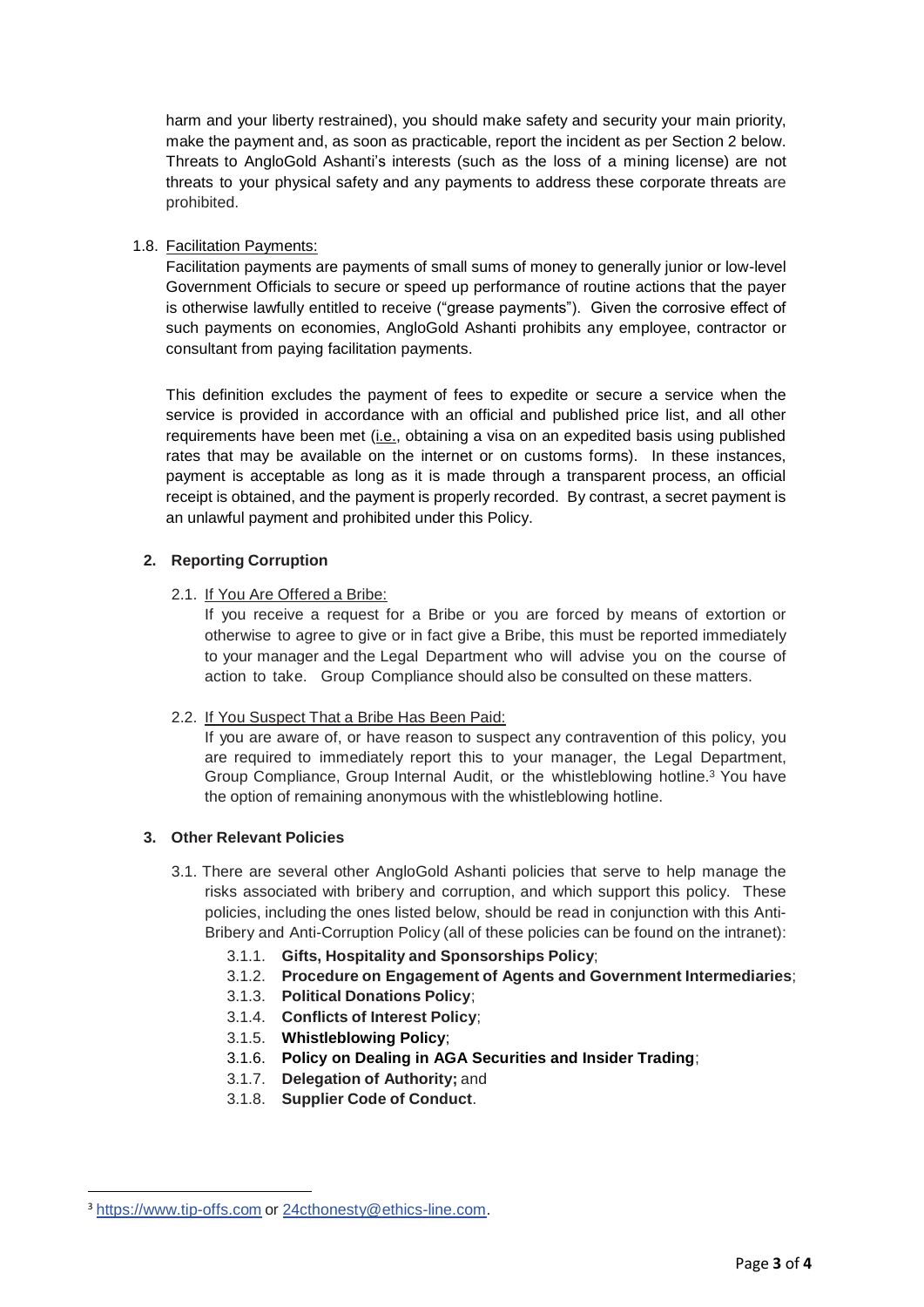harm and your liberty restrained), you should make safety and security your main priority, make the payment and, as soon as practicable, report the incident as per Section 2 below. Threats to AngloGold Ashanti's interests (such as the loss of a mining license) are not threats to your physical safety and any payments to address these corporate threats are prohibited.

1.8. Facilitation Payments:

Facilitation payments are payments of small sums of money to generally junior or low-level Government Officials to secure or speed up performance of routine actions that the payer is otherwise lawfully entitled to receive ("grease payments"). Given the corrosive effect of such payments on economies, AngloGold Ashanti prohibits any employee, contractor or consultant from paying facilitation payments.

This definition excludes the payment of fees to expedite or secure a service when the service is provided in accordance with an official and published price list, and all other requirements have been met (i.e., obtaining a visa on an expedited basis using published rates that may be available on the internet or on customs forms). In these instances, payment is acceptable as long as it is made through a transparent process, an official receipt is obtained, and the payment is properly recorded. By contrast, a secret payment is an unlawful payment and prohibited under this Policy.

## 2. Reporting Corruption

2.1. If You Are Offered a Bribe:

If you receive a request for a Bribe or you are forced by means of extortion or otherwise to agree to give or in fact give a Bribe, this must be reported immediately to your manager and the Legal Department who will advise you on the course of action to take. Group Compliance should also be consulted on these matters.

2.2. If You Suspect That a Bribe Has Been Paid:

If you are aware of, or have reason to suspect any contravention of this policy, you are required to immediately report this to your manager, the Legal Department, Group Compliance, Group Internal Audit, or the whistleblowing hotline.[3] You have the option of remaining anonymous with the whistleblowing hotline.

## 3. Other Relevant Policies

3.1. There are several other AngloGold Ashanti policies that serve to help manage the risks associated with bribery and corruption, and which support this policy. These policies, including the ones listed below, should be read in conjunction with this Anti-Bribery and Anti-Corruption Policy (all of these policies can be found on the intranet):

- 3.1.1. **Gifts, Hospitality and Sponsorships Policy**;
- 3.1.2. **Procedure on Engagement of Agents and Government Intermediaries**;
- 3.1.3. **Political Donations Policy**;
- 3.1.4. **Conflicts of Interest Policy**;
- 3.1.5. **Whistleblowing Policy**;
- 3.1.6. **Policy on Dealing in AGA Securities and Insider Trading**;
- 3.1.7. **Delegation of Authority;** and
- 3.1.8. **Supplier Code of Conduct**.

---

[3] https://www.tip-offs.com or 24cthonesty@ethics-line.com.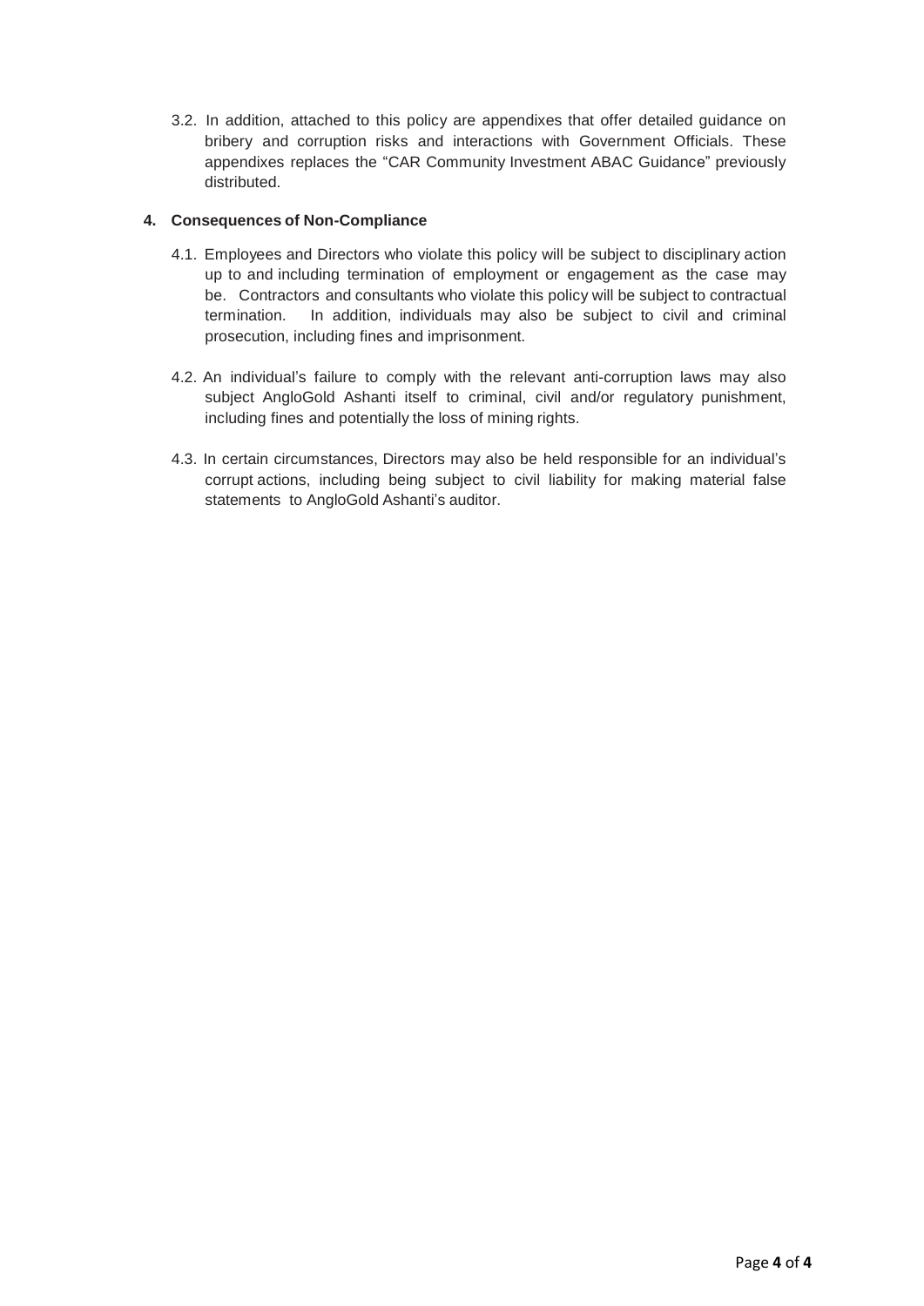3.2. In addition, attached to this policy are appendixes that offer detailed guidance on bribery and corruption risks and interactions with Government Officials. These appendixes replaces the "CAR Community Investment ABAC Guidance" previously distributed.

## 4. Consequences of Non-Compliance

4.1. Employees and Directors who violate this policy will be subject to disciplinary action up to and including termination of employment or engagement as the case may be. Contractors and consultants who violate this policy will be subject to contractual termination. In addition, individuals may also be subject to civil and criminal prosecution, including fines and imprisonment.

4.2. An individual's failure to comply with the relevant anti-corruption laws may also subject AngloGold Ashanti itself to criminal, civil and/or regulatory punishment, including fines and potentially the loss of mining rights.

4.3. In certain circumstances, Directors may also be held responsible for an individual's corrupt actions, including being subject to civil liability for making material false statements to AngloGold Ashanti's auditor.